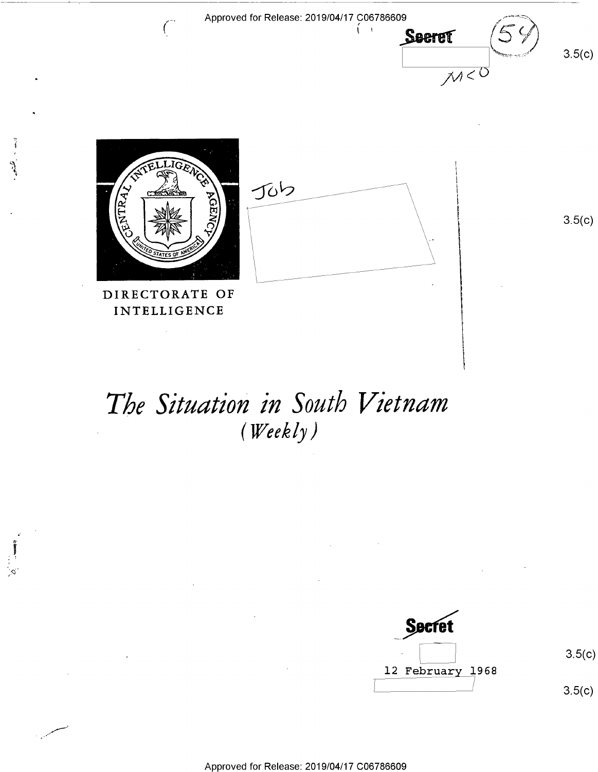Secret

3.5(c)

DIRECTORATE OF INTELLIGENCE

3.5(c)

# *The Situation in South Vietnam*
## *(Weekly)*

Secret

3.5(c)

12 February 1968

3.5(c)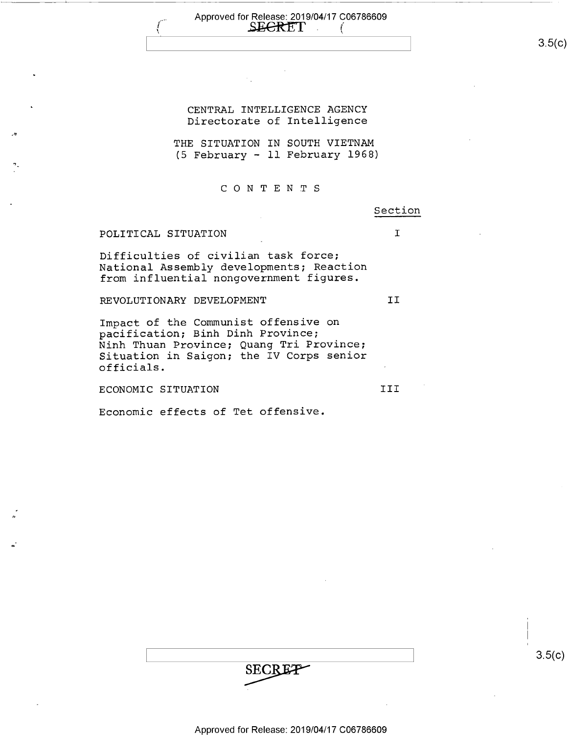CENTRAL INTELLIGENCE AGENCY
Directorate of Intelligence

# THE SITUATION IN SOUTH VIETNAM
(5 February - 11 February 1968)

## C O N T E N T S

| | Section |
|---|---|
| POLITICAL SITUATION | I |
| Difficulties of civilian task force; National Assembly developments; Reaction from influential nongovernment figures. | |
| REVOLUTIONARY DEVELOPMENT | II |
| Impact of the Communist offensive on pacification; Binh Dinh Province; Ninh Thuan Province; Quang Tri Province; Situation in Saigon; the IV Corps senior officials. | |
| ECONOMIC SITUATION | III |
| Economic effects of Tet offensive. | |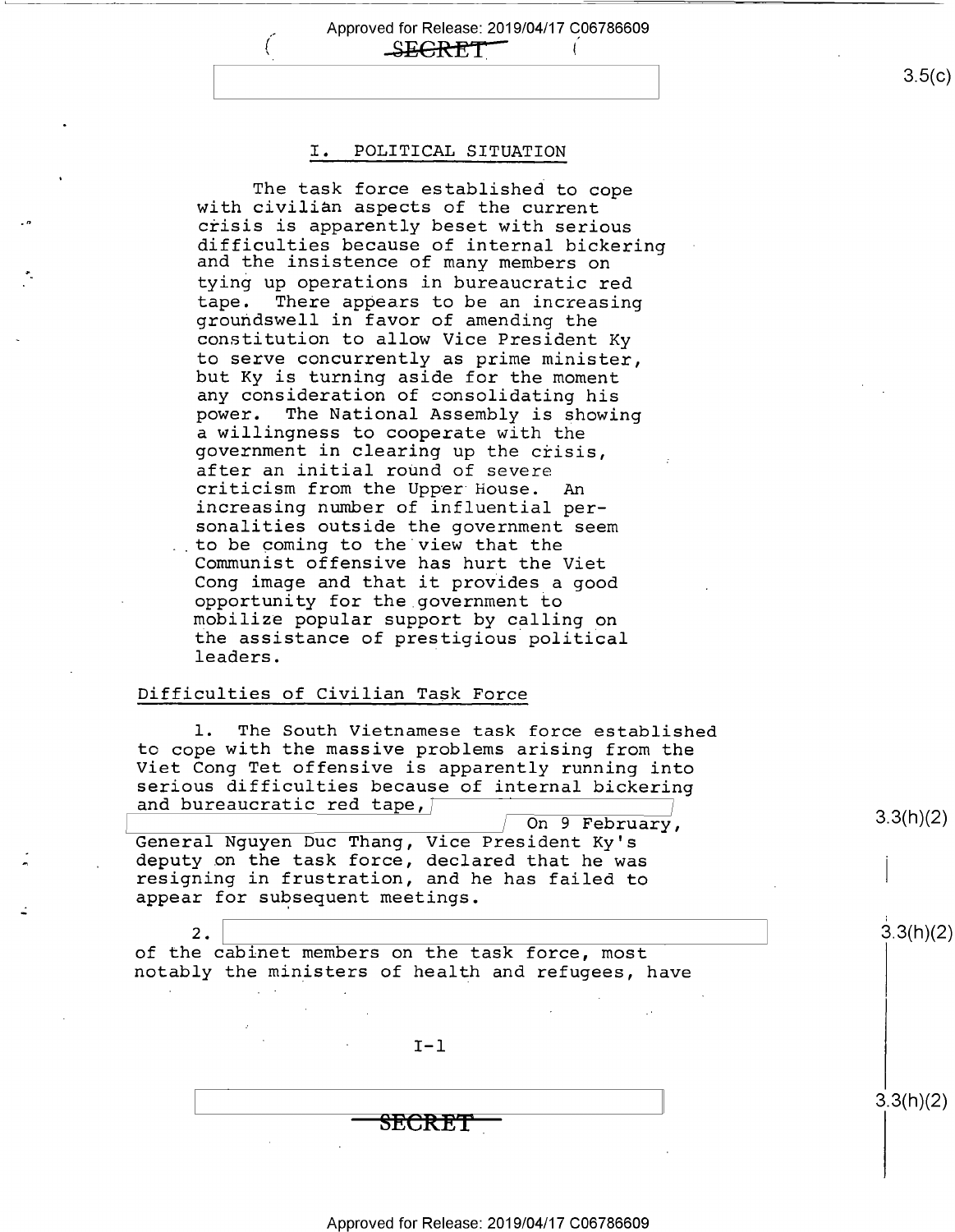## I. POLITICAL SITUATION

The task force established to cope with civilian aspects of the current crisis is apparently beset with serious difficulties because of internal bickering and the insistence of many members on tying up operations in bureaucratic red tape. There appears to be an increasing groundswell in favor of amending the constitution to allow Vice President Ky to serve concurrently as prime minister, but Ky is turning aside for the moment any consideration of consolidating his power. The National Assembly is showing a willingness to cooperate with the government in clearing up the crisis, after an initial round of severe criticism from the Upper House. An increasing number of influential personalities outside the government seem to be coming to the view that the Communist offensive has hurt the Viet Cong image and that it provides a good opportunity for the government to mobilize popular support by calling on the assistance of prestigious political leaders.

### Difficulties of Civilian Task Force

1. The South Vietnamese task force established to cope with the massive problems arising from the Viet Cong Tet offensive is apparently running into serious difficulties because of internal bickering and bureaucratic red tape, [redacted] On 9 February, General Nguyen Duc Thang, Vice President Ky's deputy on the task force, declared that he was resigning in frustration, and he has failed to appear for subsequent meetings.

2. [redacted] of the cabinet members on the task force, most notably the ministers of health and refugees, have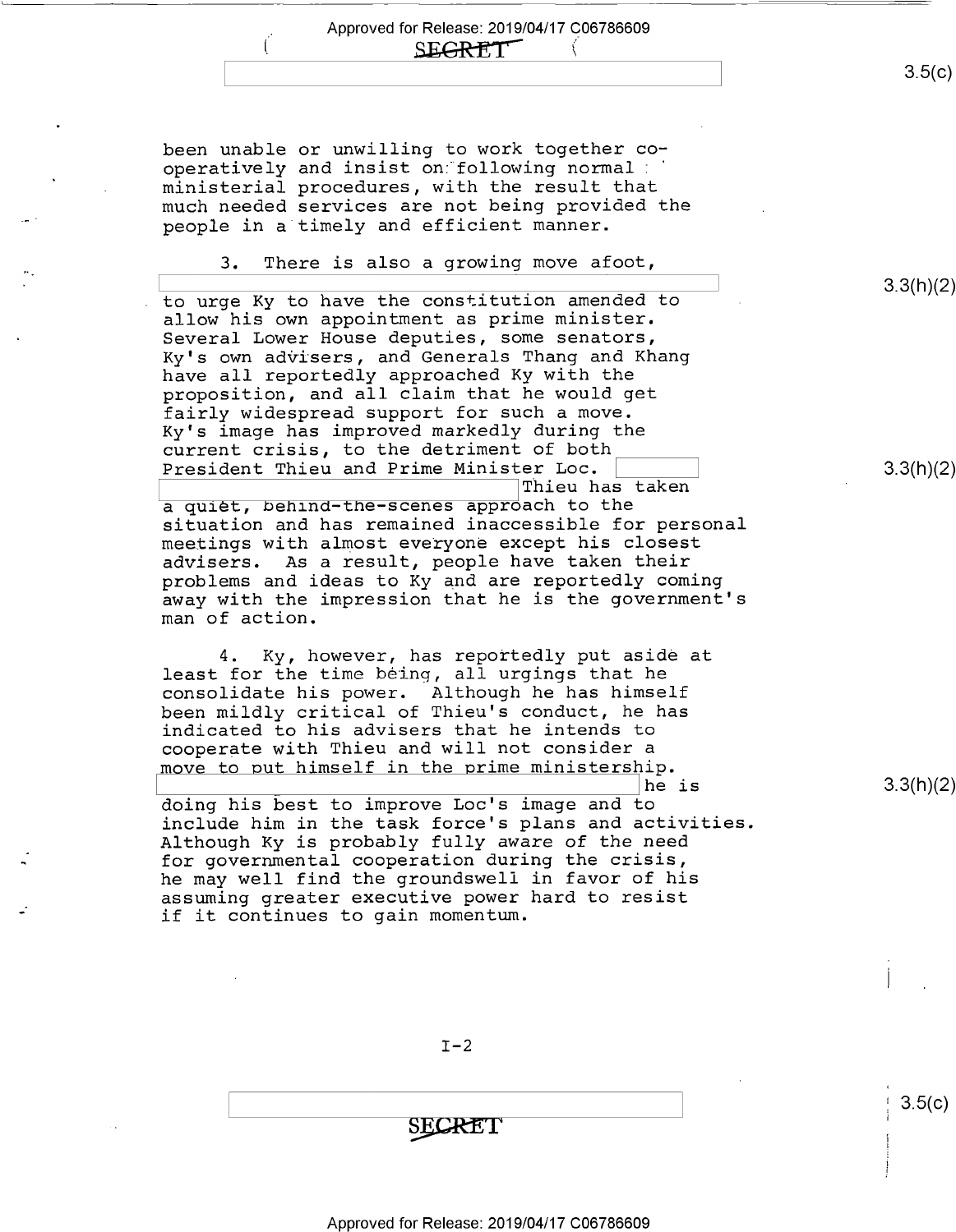been unable or unwilling to work together cooperatively and insist on following normal ministerial procedures, with the result that much needed services are not being provided the people in a timely and efficient manner.

3. There is also a growing move afoot, [redacted] to urge Ky to have the constitution amended to allow his own appointment as prime minister. Several Lower House deputies, some senators, Ky's own advisers, and Generals Thang and Khang have all reportedly approached Ky with the proposition, and all claim that he would get fairly widespread support for such a move. Ky's image has improved markedly during the current crisis, to the detriment of both President Thieu and Prime Minister Loc. [redacted] Thieu has taken a quiet, behind-the-scenes approach to the situation and has remained inaccessible for personal meetings with almost everyone except his closest advisers. As a result, people have taken their problems and ideas to Ky and are reportedly coming away with the impression that he is the government's man of action.

4. Ky, however, has reportedly put aside at least for the time being, all urgings that he consolidate his power. Although he has himself been mildly critical of Thieu's conduct, he has indicated to his advisers that he intends to cooperate with Thieu and will not consider a move to put himself in the prime ministership. [redacted] he is doing his best to improve Loc's image and to include him in the task force's plans and activities. Although Ky is probably fully aware of the need for governmental cooperation during the crisis, he may well find the groundswell in favor of his assuming greater executive power hard to resist if it continues to gain momentum.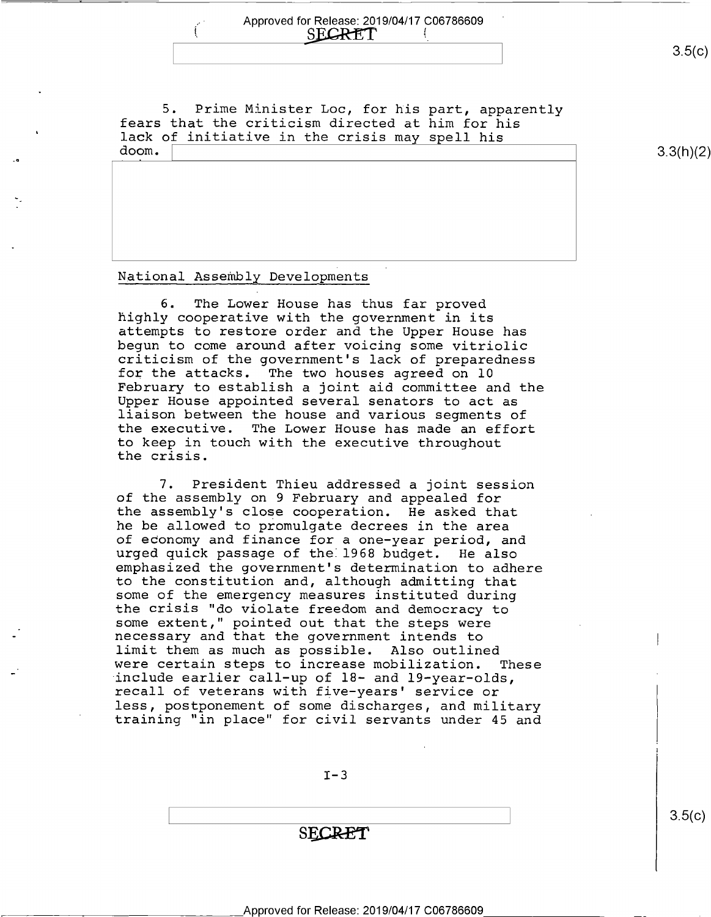5. Prime Minister Loc, for his part, apparently fears that the criticism directed at him for his lack of initiative in the crisis may spell his doom.

National Assembly Developments

6. The Lower House has thus far proved highly cooperative with the government in its attempts to restore order and the Upper House has begun to come around after voicing some vitriolic criticism of the government's lack of preparedness for the attacks. The two houses agreed on 10 February to establish a joint aid committee and the Upper House appointed several senators to act as liaison between the house and various segments of the executive. The Lower House has made an effort to keep in touch with the executive throughout the crisis.

7. President Thieu addressed a joint session of the assembly on 9 February and appealed for the assembly's close cooperation. He asked that he be allowed to promulgate decrees in the area of economy and finance for a one-year period, and urged quick passage of the 1968 budget. He also emphasized the government's determination to adhere to the constitution and, although admitting that some of the emergency measures instituted during the crisis "do violate freedom and democracy to some extent," pointed out that the steps were necessary and that the government intends to limit them as much as possible. Also outlined were certain steps to increase mobilization. These include earlier call-up of 18- and 19-year-olds, recall of veterans with five-years' service or less, postponement of some discharges, and military training "in place" for civil servants under 45 and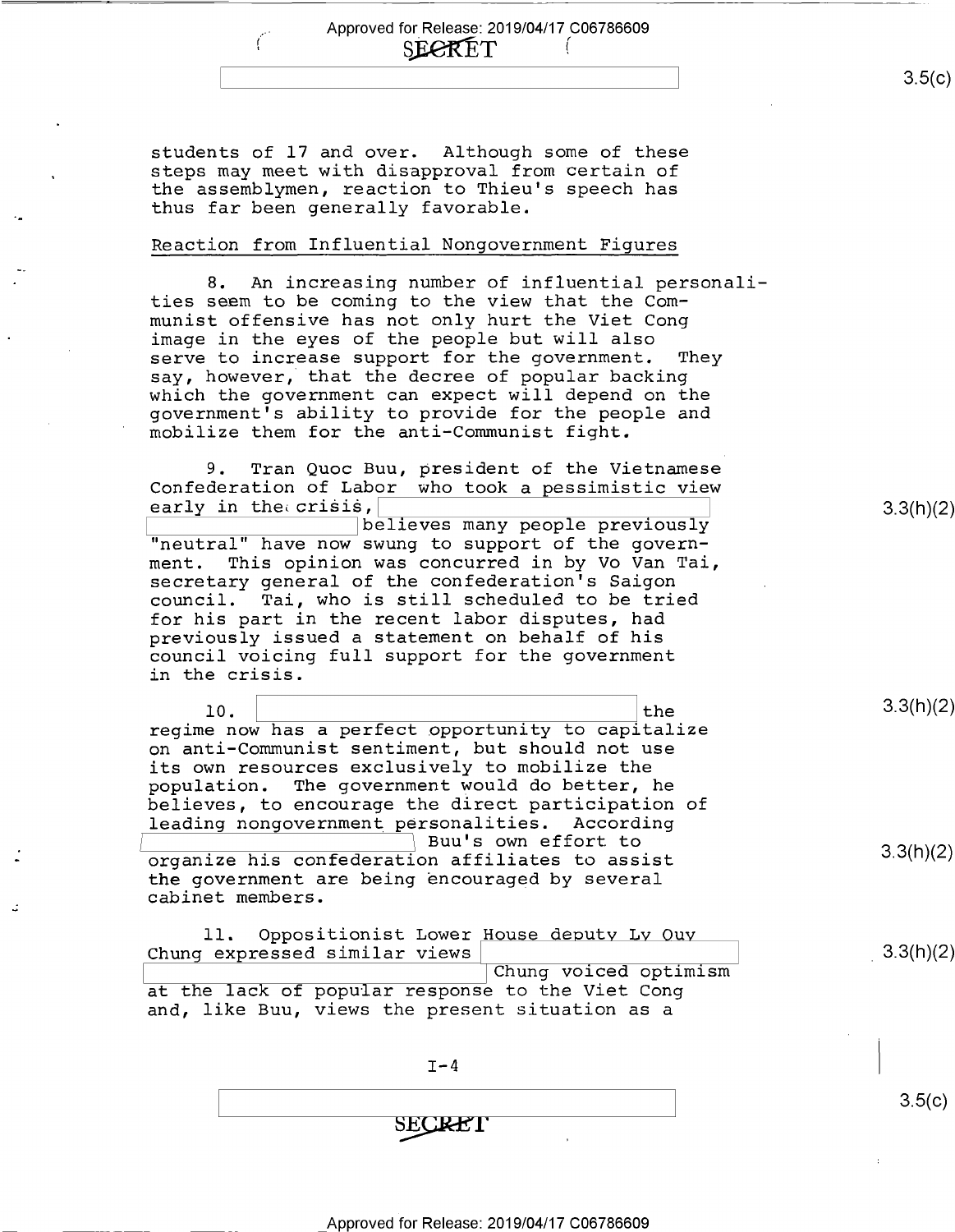students of 17 and over. Although some of these steps may meet with disapproval from certain of the assemblymen, reaction to Thieu's speech has thus far been generally favorable.

Reaction from Influential Nongovernment Figures

8. An increasing number of influential personalities seem to be coming to the view that the Communist offensive has not only hurt the Viet Cong image in the eyes of the people but will also serve to increase support for the government. They say, however, that the decree of popular backing which the government can expect will depend on the government's ability to provide for the people and mobilize them for the anti-Communist fight.

9. Tran Quoc Buu, president of the Vietnamese Confederation of Labor who took a pessimistic view early in the crisis, [redacted] believes many people previously "neutral" have now swung to support of the government. This opinion was concurred in by Vo Van Tai, secretary general of the confederation's Saigon council. Tai, who is still scheduled to be tried for his part in the recent labor disputes, had previously issued a statement on behalf of his council voicing full support for the government in the crisis.

10. [redacted] the regime now has a perfect opportunity to capitalize on anti-Communist sentiment, but should not use its own resources exclusively to mobilize the population. The government would do better, he believes, to encourage the direct participation of leading nongovernment personalities. According [redacted] Buu's own effort to organize his confederation affiliates to assist the government are being encouraged by several cabinet members.

11. Oppositionist Lower House deputy Ly Quy Chung expressed similar views [redacted] Chung voiced optimism at the lack of popular response to the Viet Cong and, like Buu, views the present situation as a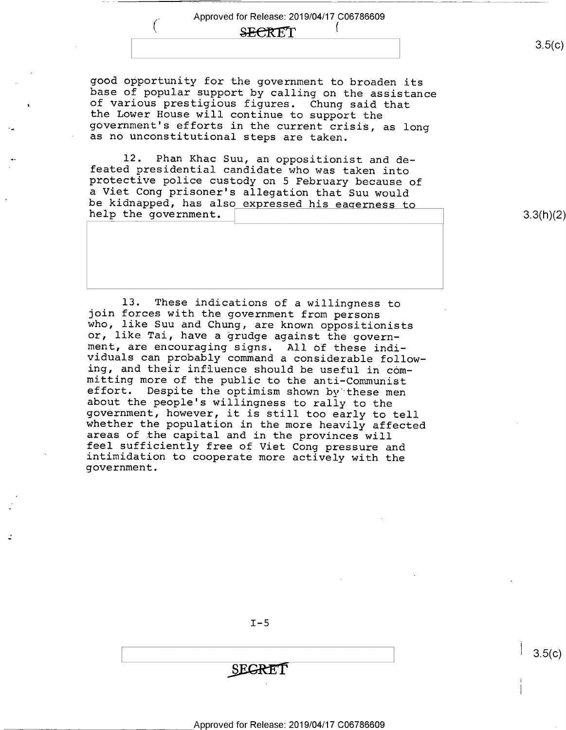good opportunity for the government to broaden its base of popular support by calling on the assistance of various prestigious figures. Chung said that the Lower House will continue to support the government's efforts in the current crisis, as long as no unconstitutional steps are taken.

12. Phan Khac Suu, an oppositionist and defeated presidential candidate who was taken into protective police custody on 5 February because of a Viet Cong prisoner's allegation that Suu would be kidnapped, has also expressed his eagerness to help the government.

13. These indications of a willingness to join forces with the government from persons who, like Suu and Chung, are known oppositionists or, like Tai, have a grudge against the government, are encouraging signs. All of these individuals can probably command a considerable following, and their influence should be useful in committing more of the public to the anti-Communist effort. Despite the optimism shown by these men about the people's willingness to rally to the government, however, it is still too early to tell whether the population in the more heavily affected areas of the capital and in the provinces will feel sufficiently free of Viet Cong pressure and intimidation to cooperate more actively with the government.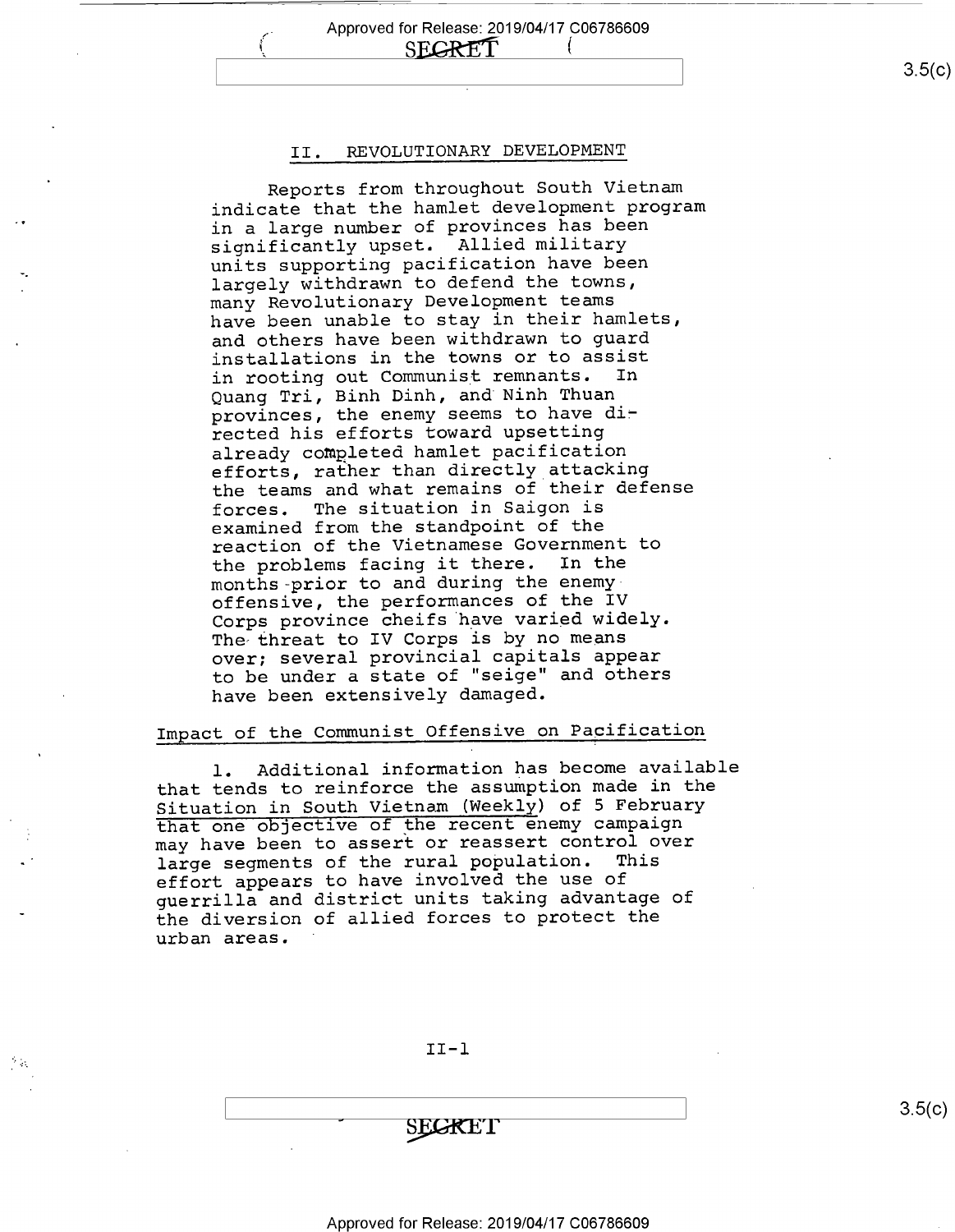## II. REVOLUTIONARY DEVELOPMENT

Reports from throughout South Vietnam indicate that the hamlet development program in a large number of provinces has been significantly upset. Allied military units supporting pacification have been largely withdrawn to defend the towns, many Revolutionary Development teams have been unable to stay in their hamlets, and others have been withdrawn to guard installations in the towns or to assist in rooting out Communist remnants. In Quang Tri, Binh Dinh, and Ninh Thuan provinces, the enemy seems to have directed his efforts toward upsetting already completed hamlet pacification efforts, rather than directly attacking the teams and what remains of their defense forces. The situation in Saigon is examined from the standpoint of the reaction of the Vietnamese Government to the problems facing it there. In the months prior to and during the enemy offensive, the performances of the IV Corps province cheifs have varied widely. The threat to IV Corps is by no means over; several provincial capitals appear to be under a state of "seige" and others have been extensively damaged.

### Impact of the Communist Offensive on Pacification

1. Additional information has become available that tends to reinforce the assumption made in the Situation in South Vietnam (Weekly) of 5 February that one objective of the recent enemy campaign may have been to assert or reassert control over large segments of the rural population. This effort appears to have involved the use of guerrilla and district units taking advantage of the diversion of allied forces to protect the urban areas.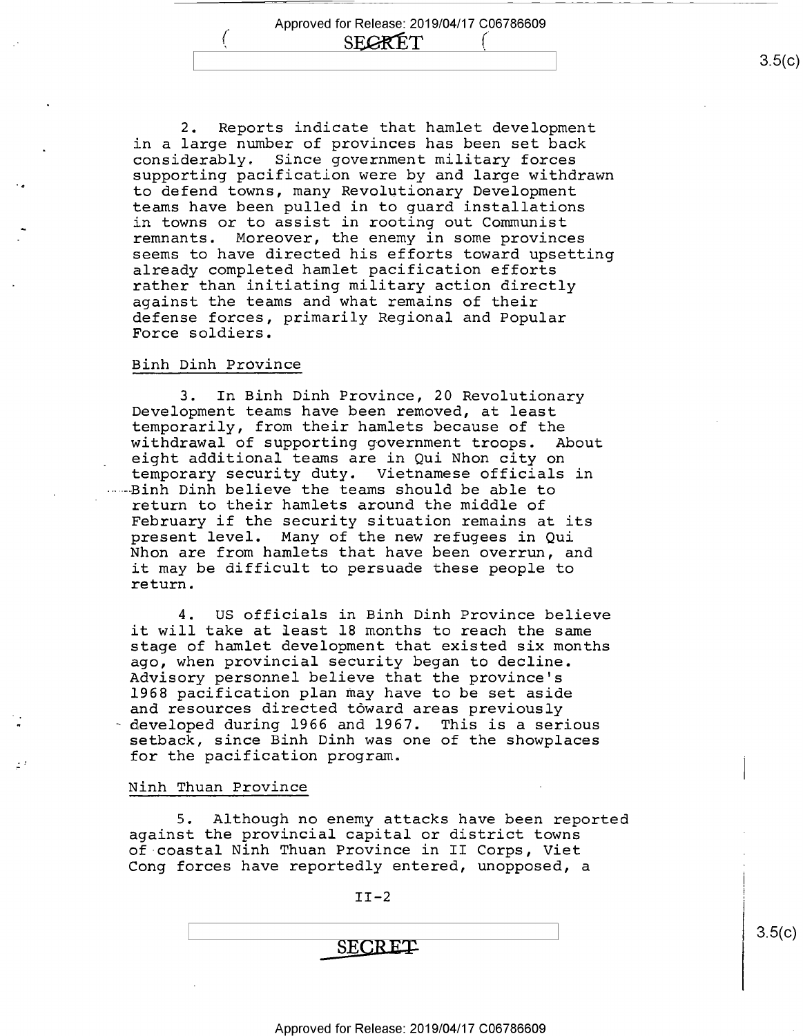2. Reports indicate that hamlet development in a large number of provinces has been set back considerably. Since government military forces supporting pacification were by and large withdrawn to defend towns, many Revolutionary Development teams have been pulled in to guard installations in towns or to assist in rooting out Communist remnants. Moreover, the enemy in some provinces seems to have directed his efforts toward upsetting already completed hamlet pacification efforts rather than initiating military action directly against the teams and what remains of their defense forces, primarily Regional and Popular Force soldiers.

## Binh Dinh Province

3. In Binh Dinh Province, 20 Revolutionary Development teams have been removed, at least temporarily, from their hamlets because of the withdrawal of supporting government troops. About eight additional teams are in Qui Nhon city on temporary security duty. Vietnamese officials in Binh Dinh believe the teams should be able to return to their hamlets around the middle of February if the security situation remains at its present level. Many of the new refugees in Qui Nhon are from hamlets that have been overrun, and it may be difficult to persuade these people to return.

4. US officials in Binh Dinh Province believe it will take at least 18 months to reach the same stage of hamlet development that existed six months ago, when provincial security began to decline. Advisory personnel believe that the province's 1968 pacification plan may have to be set aside and resources directed toward areas previously developed during 1966 and 1967. This is a serious setback, since Binh Dinh was one of the showplaces for the pacification program.

## Ninh Thuan Province

5. Although no enemy attacks have been reported against the provincial capital or district towns of coastal Ninh Thuan Province in II Corps, Viet Cong forces have reportedly entered, unopposed, a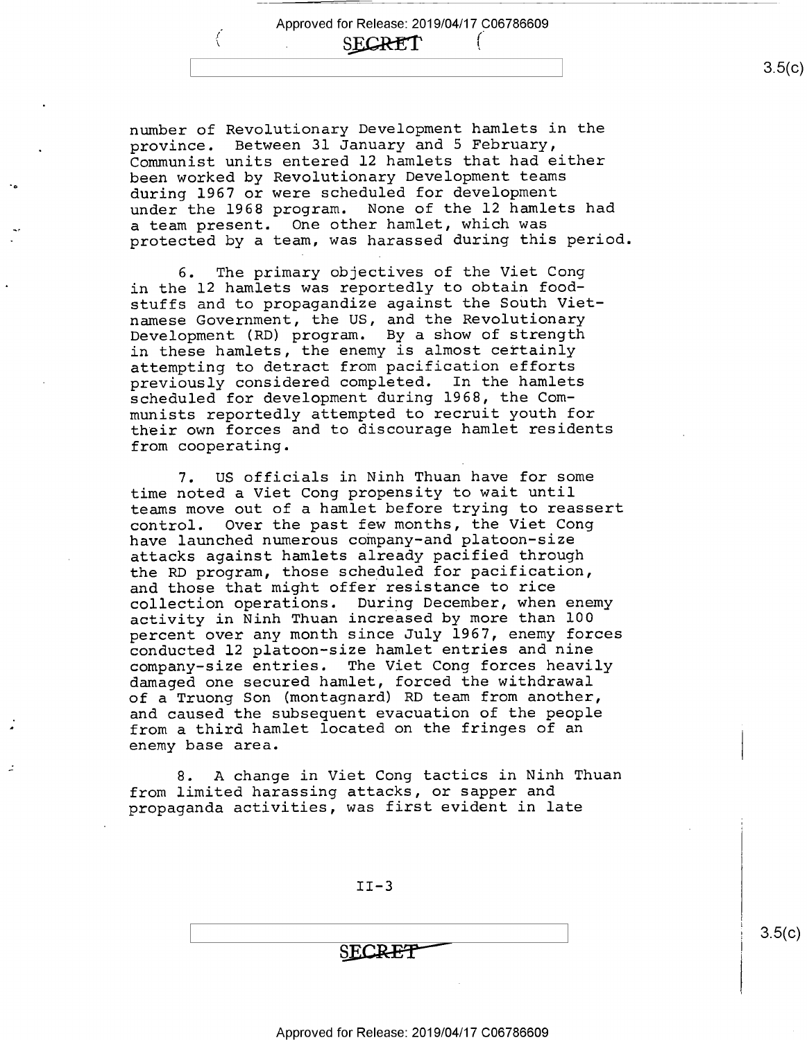number of Revolutionary Development hamlets in the province. Between 31 January and 5 February, Communist units entered 12 hamlets that had either been worked by Revolutionary Development teams during 1967 or were scheduled for development under the 1968 program. None of the 12 hamlets had a team present. One other hamlet, which was protected by a team, was harassed during this period.

6. The primary objectives of the Viet Cong in the 12 hamlets was reportedly to obtain foodstuffs and to propagandize against the South Vietnamese Government, the US, and the Revolutionary Development (RD) program. By a show of strength in these hamlets, the enemy is almost certainly attempting to detract from pacification efforts previously considered completed. In the hamlets scheduled for development during 1968, the Communists reportedly attempted to recruit youth for their own forces and to discourage hamlet residents from cooperating.

7. US officials in Ninh Thuan have for some time noted a Viet Cong propensity to wait until teams move out of a hamlet before trying to reassert control. Over the past few months, the Viet Cong have launched numerous company-and platoon-size attacks against hamlets already pacified through the RD program, those scheduled for pacification, and those that might offer resistance to rice collection operations. During December, when enemy activity in Ninh Thuan increased by more than 100 percent over any month since July 1967, enemy forces conducted 12 platoon-size hamlet entries and nine company-size entries. The Viet Cong forces heavily damaged one secured hamlet, forced the withdrawal of a Truong Son (montagnard) RD team from another, and caused the subsequent evacuation of the people from a third hamlet located on the fringes of an enemy base area.

8. A change in Viet Cong tactics in Ninh Thuan from limited harassing attacks, or sapper and propaganda activities, was first evident in late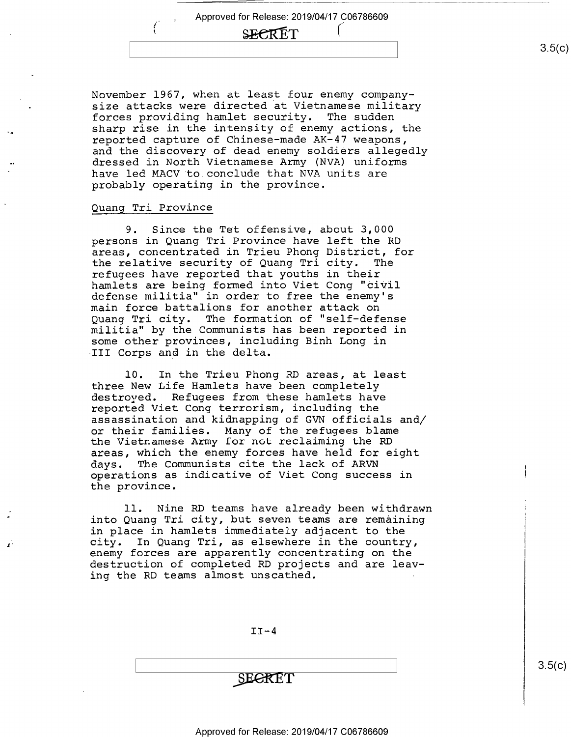November 1967, when at least four enemy company-size attacks were directed at Vietnamese military forces providing hamlet security. The sudden sharp rise in the intensity of enemy actions, the reported capture of Chinese-made AK-47 weapons, and the discovery of dead enemy soldiers allegedly dressed in North Vietnamese Army (NVA) uniforms have led MACV to conclude that NVA units are probably operating in the province.

Quang Tri Province

9. Since the Tet offensive, about 3,000 persons in Quang Tri Province have left the RD areas, concentrated in Trieu Phong District, for the relative security of Quang Tri city. The refugees have reported that youths in their hamlets are being formed into Viet Cong "civil defense militia" in order to free the enemy's main force battalions for another attack on Quang Tri city. The formation of "self-defense militia" by the Communists has been reported in some other provinces, including Binh Long in III Corps and in the delta.

10. In the Trieu Phong RD areas, at least three New Life Hamlets have been completely destroyed. Refugees from these hamlets have reported Viet Cong terrorism, including the assassination and kidnapping of GVN officials and/or their families. Many of the refugees blame the Vietnamese Army for not reclaiming the RD areas, which the enemy forces have held for eight days. The Communists cite the lack of ARVN operations as indicative of Viet Cong success in the province.

11. Nine RD teams have already been withdrawn into Quang Tri city, but seven teams are remaining in place in hamlets immediately adjacent to the city. In Quang Tri, as elsewhere in the country, enemy forces are apparently concentrating on the destruction of completed RD projects and are leaving the RD teams almost unscathed.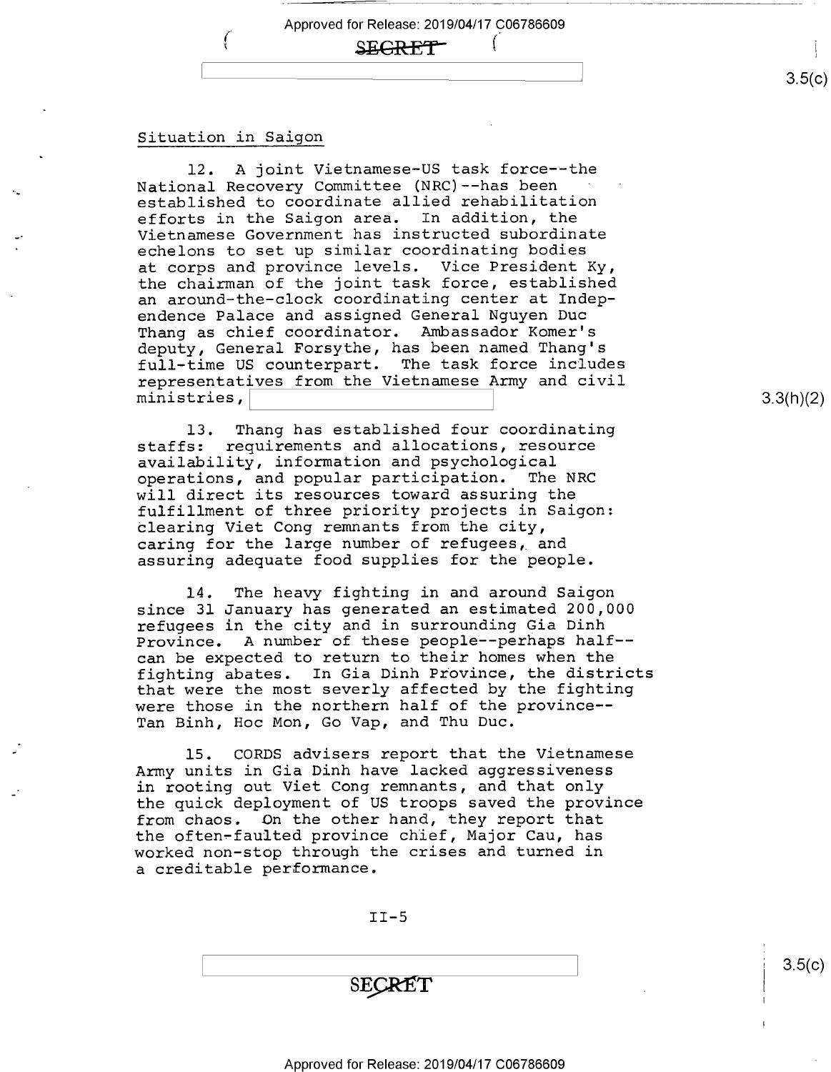## Situation in Saigon

12. A joint Vietnamese-US task force--the National Recovery Committee (NRC)--has been established to coordinate allied rehabilitation efforts in the Saigon area. In addition, the Vietnamese Government has instructed subordinate echelons to set up similar coordinating bodies at corps and province levels. Vice President Ky, the chairman of the joint task force, established an around-the-clock coordinating center at Independence Palace and assigned General Nguyen Duc Thang as chief coordinator. Ambassador Komer's deputy, General Forsythe, has been named Thang's full-time US counterpart. The task force includes representatives from the Vietnamese Army and civil ministries,

13. Thang has established four coordinating staffs: requirements and allocations, resource availability, information and psychological operations, and popular participation. The NRC will direct its resources toward assuring the fulfillment of three priority projects in Saigon: clearing Viet Cong remnants from the city, caring for the large number of refugees, and assuring adequate food supplies for the people.

14. The heavy fighting in and around Saigon since 31 January has generated an estimated 200,000 refugees in the city and in surrounding Gia Dinh Province. A number of these people--perhaps half--can be expected to return to their homes when the fighting abates. In Gia Dinh Province, the districts that were the most severly affected by the fighting were those in the northern half of the province--Tan Binh, Hoc Mon, Go Vap, and Thu Duc.

15. CORDS advisers report that the Vietnamese Army units in Gia Dinh have lacked aggressiveness in rooting out Viet Cong remnants, and that only the quick deployment of US troops saved the province from chaos. On the other hand, they report that the often-faulted province chief, Major Cau, has worked non-stop through the crises and turned in a creditable performance.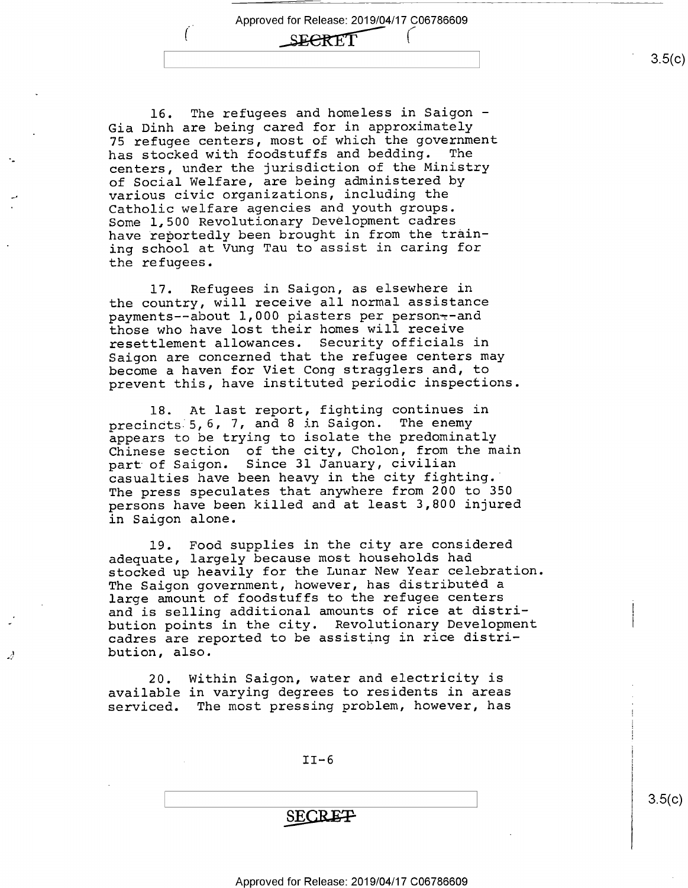16. The refugees and homeless in Saigon - Gia Dinh are being cared for in approximately 75 refugee centers, most of which the government has stocked with foodstuffs and bedding. The centers, under the jurisdiction of the Ministry of Social Welfare, are being administered by various civic organizations, including the Catholic welfare agencies and youth groups. Some 1,500 Revolutionary Development cadres have reportedly been brought in from the training school at Vung Tau to assist in caring for the refugees.

17. Refugees in Saigon, as elsewhere in the country, will receive all normal assistance payments--about 1,000 piasters per person--and those who have lost their homes will receive resettlement allowances. Security officials in Saigon are concerned that the refugee centers may become a haven for Viet Cong stragglers and, to prevent this, have instituted periodic inspections.

18. At last report, fighting continues in precincts 5, 6, 7, and 8 in Saigon. The enemy appears to be trying to isolate the predominatly Chinese section of the city, Cholon, from the main part of Saigon. Since 31 January, civilian casualties have been heavy in the city fighting. The press speculates that anywhere from 200 to 350 persons have been killed and at least 3,800 injured in Saigon alone.

19. Food supplies in the city are considered adequate, largely because most households had stocked up heavily for the Lunar New Year celebration. The Saigon government, however, has distributed a large amount of foodstuffs to the refugee centers and is selling additional amounts of rice at distribution points in the city. Revolutionary Development cadres are reported to be assisting in rice distribution, also.

20. Within Saigon, water and electricity is available in varying degrees to residents in areas serviced. The most pressing problem, however, has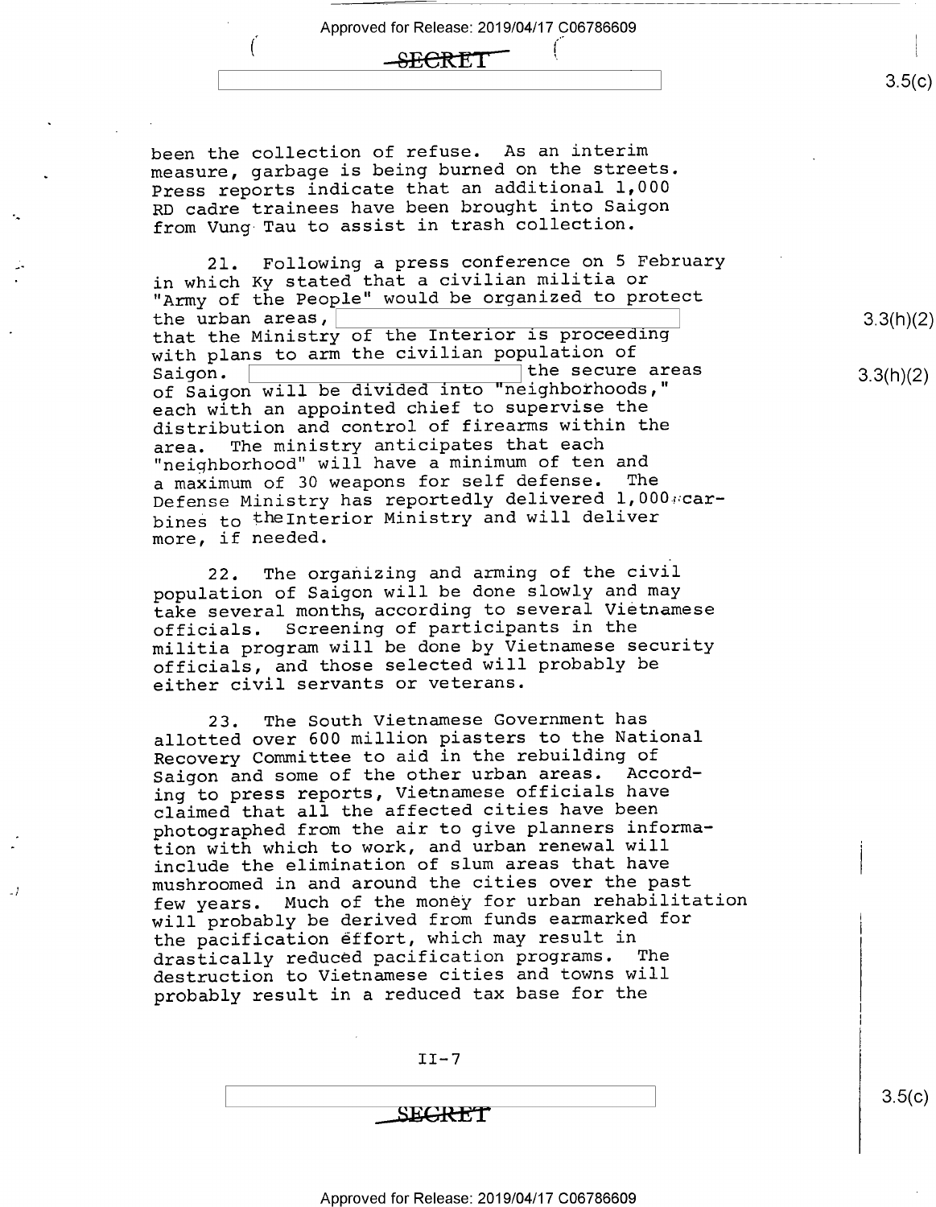been the collection of refuse. As an interim measure, garbage is being burned on the streets. Press reports indicate that an additional 1,000 RD cadre trainees have been brought into Saigon from Vung Tau to assist in trash collection.

21. Following a press conference on 5 February in which Ky stated that a civilian militia or "Army of the People" would be organized to protect the urban areas, [redacted] that the Ministry of the Interior is proceeding with plans to arm the civilian population of Saigon. [redacted] the secure areas of Saigon will be divided into "neighborhoods," each with an appointed chief to supervise the distribution and control of firearms within the area. The ministry anticipates that each "neighborhood" will have a minimum of ten and a maximum of 30 weapons for self defense. The Defense Ministry has reportedly delivered 1,000 carbines to the Interior Ministry and will deliver more, if needed.

22. The organizing and arming of the civil population of Saigon will be done slowly and may take several months, according to several Vietnamese officials. Screening of participants in the militia program will be done by Vietnamese security officials, and those selected will probably be either civil servants or veterans.

23. The South Vietnamese Government has allotted over 600 million piasters to the National Recovery Committee to aid in the rebuilding of Saigon and some of the other urban areas. According to press reports, Vietnamese officials have claimed that all the affected cities have been photographed from the air to give planners information with which to work, and urban renewal will include the elimination of slum areas that have mushroomed in and around the cities over the past few years. Much of the money for urban rehabilitation will probably be derived from funds earmarked for the pacification effort, which may result in drastically reduced pacification programs. The destruction to Vietnamese cities and towns will probably result in a reduced tax base for the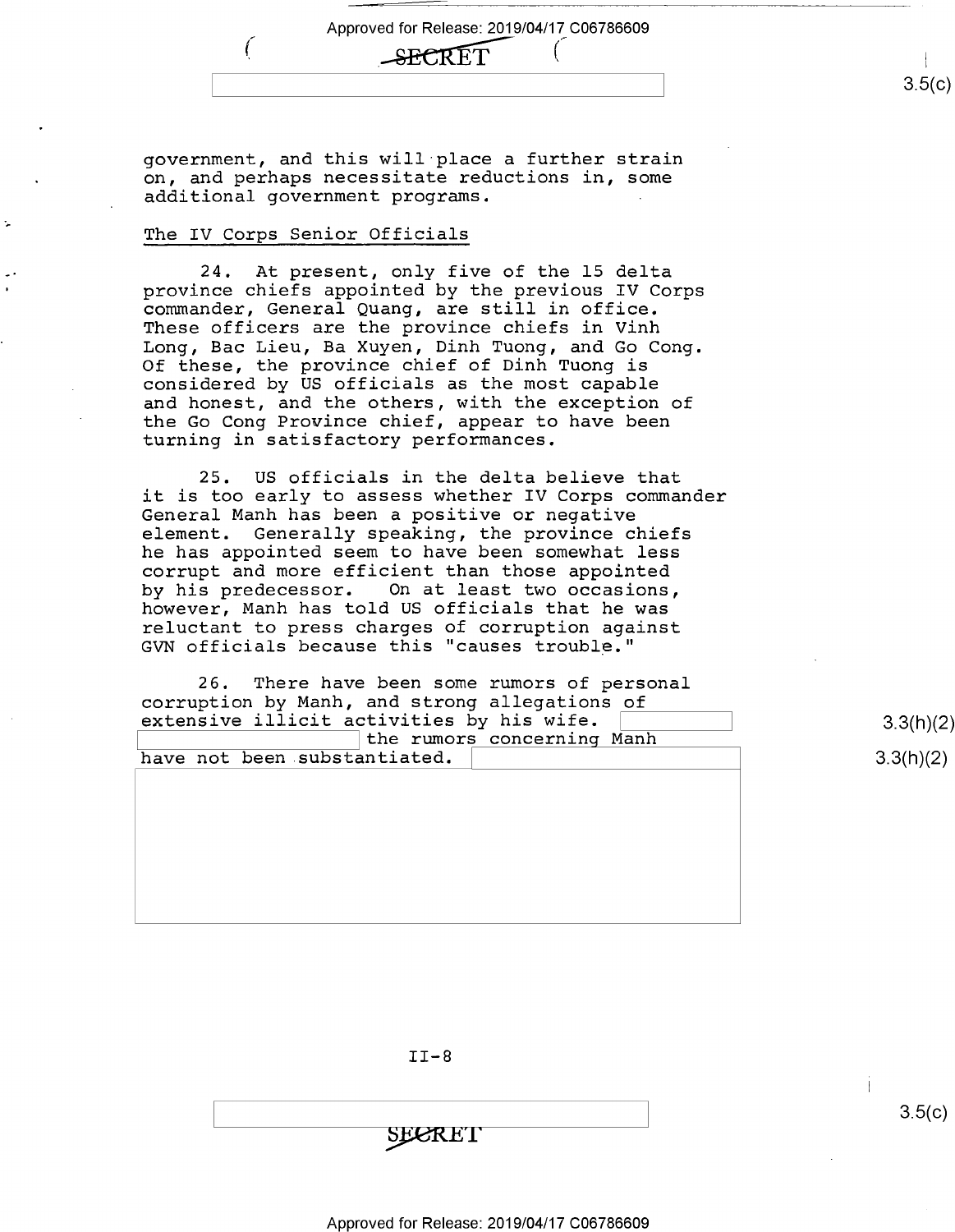government, and this will place a further strain on, and perhaps necessitate reductions in, some additional government programs.

## The IV Corps Senior Officials

24. At present, only five of the 15 delta province chiefs appointed by the previous IV Corps commander, General Quang, are still in office. These officers are the province chiefs in Vinh Long, Bac Lieu, Ba Xuyen, Dinh Tuong, and Go Cong. Of these, the province chief of Dinh Tuong is considered by US officials as the most capable and honest, and the others, with the exception of the Go Cong Province chief, appear to have been turning in satisfactory performances.

25. US officials in the delta believe that it is too early to assess whether IV Corps commander General Manh has been a positive or negative element. Generally speaking, the province chiefs he has appointed seem to have been somewhat less corrupt and more efficient than those appointed by his predecessor. On at least two occasions, however, Manh has told US officials that he was reluctant to press charges of corruption against GVN officials because this "causes trouble."

26. There have been some rumors of personal corruption by Manh, and strong allegations of extensive illicit activities by his wife. [REDACTED 3.3(h)(2)] the rumors concerning Manh have not been substantiated. [REDACTED 3.3(h)(2)]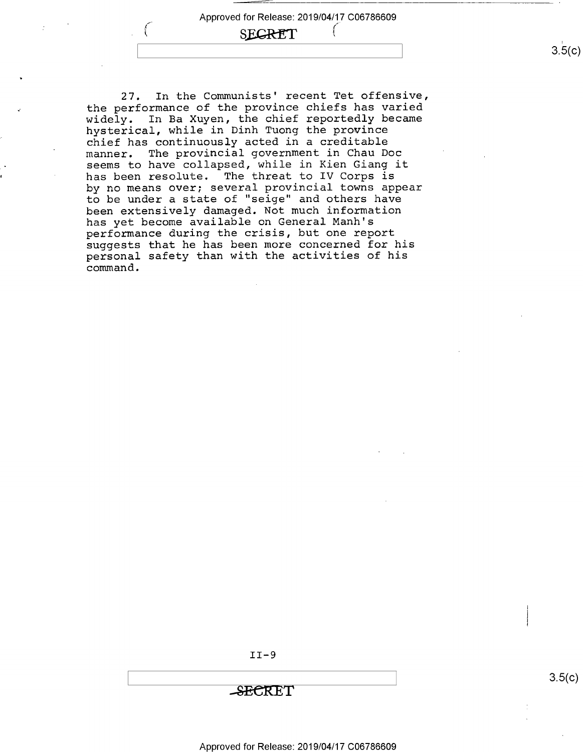27. In the Communists' recent Tet offensive, the performance of the province chiefs has varied widely. In Ba Xuyen, the chief reportedly became hysterical, while in Dinh Tuong the province chief has continuously acted in a creditable manner. The provincial government in Chau Doc seems to have collapsed, while in Kien Giang it has been resolute. The threat to IV Corps is by no means over; several provincial towns appear to be under a state of "seige" and others have been extensively damaged. Not much information has yet become available on General Manh's performance during the crisis, but one report suggests that he has been more concerned for his personal safety than with the activities of his command.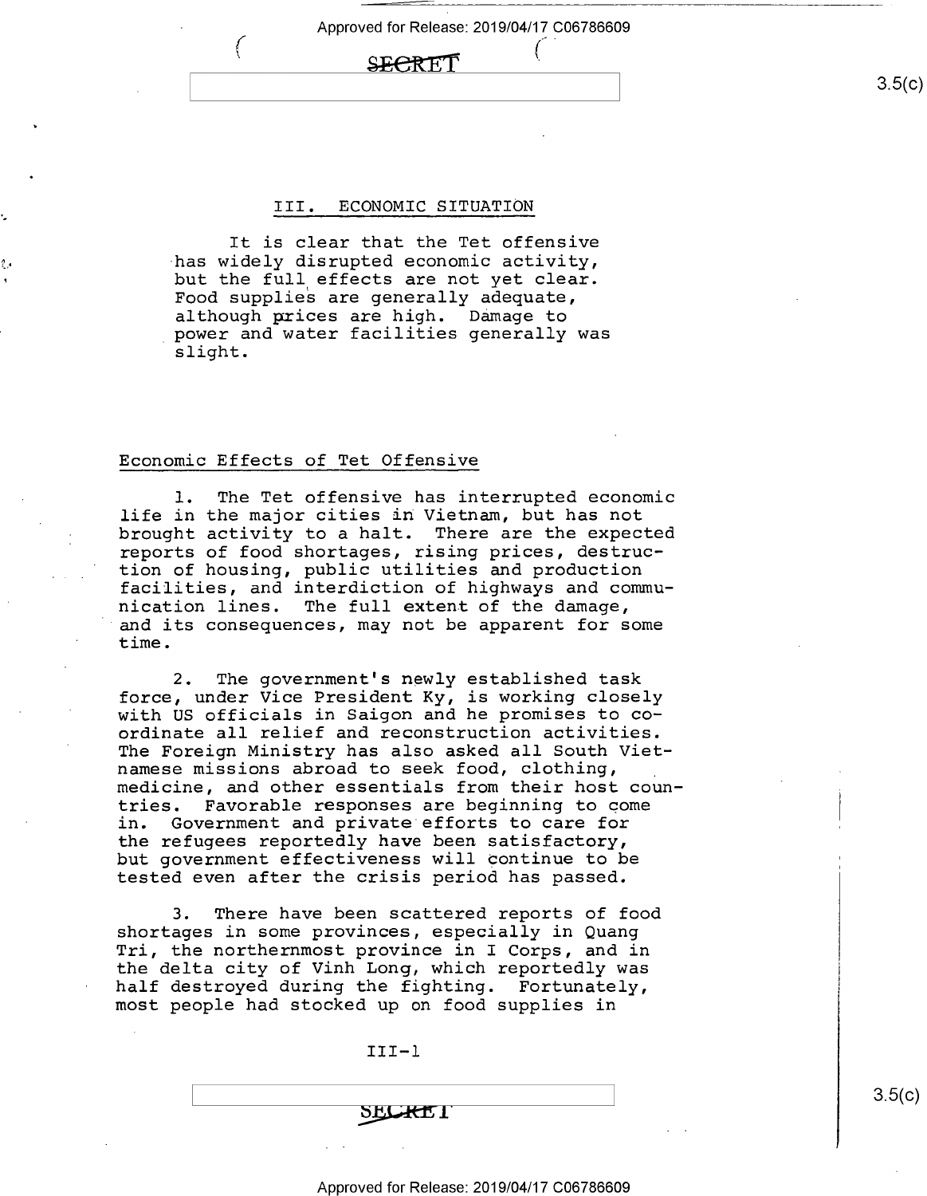## III. ECONOMIC SITUATION

It is clear that the Tet offensive has widely disrupted economic activity, but the full effects are not yet clear. Food supplies are generally adequate, although prices are high. Damage to power and water facilities generally was slight.

### Economic Effects of Tet Offensive

1. The Tet offensive has interrupted economic life in the major cities in Vietnam, but has not brought activity to a halt. There are the expected reports of food shortages, rising prices, destruction of housing, public utilities and production facilities, and interdiction of highways and communication lines. The full extent of the damage, and its consequences, may not be apparent for some time.

2. The government's newly established task force, under Vice President Ky, is working closely with US officials in Saigon and he promises to coordinate all relief and reconstruction activities. The Foreign Ministry has also asked all South Vietnamese missions abroad to seek food, clothing, medicine, and other essentials from their host countries. Favorable responses are beginning to come in. Government and private efforts to care for the refugees reportedly have been satisfactory, but government effectiveness will continue to be tested even after the crisis period has passed.

3. There have been scattered reports of food shortages in some provinces, especially in Quang Tri, the northernmost province in I Corps, and in the delta city of Vinh Long, which reportedly was half destroyed during the fighting. Fortunately, most people had stocked up on food supplies in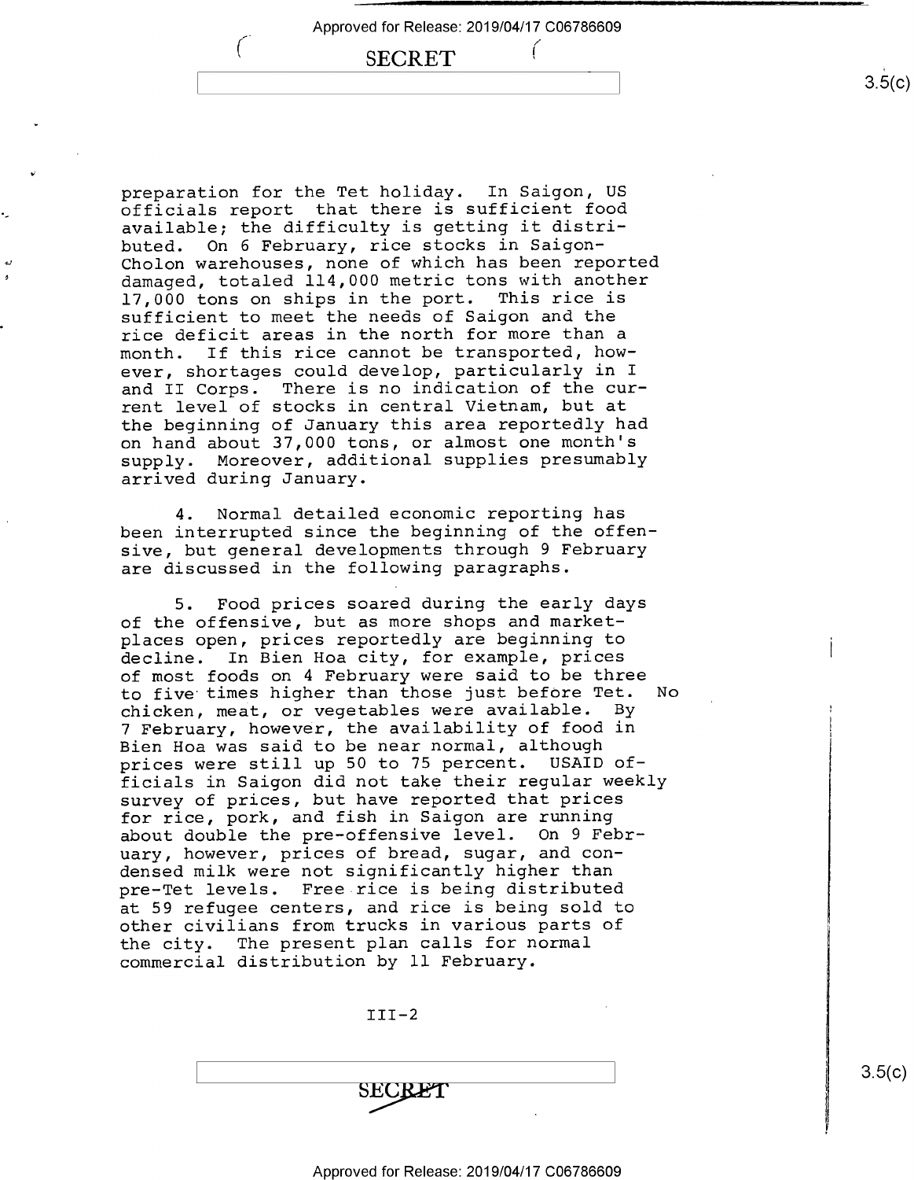preparation for the Tet holiday. In Saigon, US officials report that there is sufficient food available; the difficulty is getting it distributed. On 6 February, rice stocks in Saigon-Cholon warehouses, none of which has been reported damaged, totaled 114,000 metric tons with another 17,000 tons on ships in the port. This rice is sufficient to meet the needs of Saigon and the rice deficit areas in the north for more than a month. If this rice cannot be transported, however, shortages could develop, particularly in I and II Corps. There is no indication of the current level of stocks in central Vietnam, but at the beginning of January this area reportedly had on hand about 37,000 tons, or almost one month's supply. Moreover, additional supplies presumably arrived during January.

4. Normal detailed economic reporting has been interrupted since the beginning of the offensive, but general developments through 9 February are discussed in the following paragraphs.

5. Food prices soared during the early days of the offensive, but as more shops and marketplaces open, prices reportedly are beginning to decline. In Bien Hoa city, for example, prices of most foods on 4 February were said to be three to five times higher than those just before Tet. No chicken, meat, or vegetables were available. By 7 February, however, the availability of food in Bien Hoa was said to be near normal, although prices were still up 50 to 75 percent. USAID officials in Saigon did not take their regular weekly survey of prices, but have reported that prices for rice, pork, and fish in Saigon are running about double the pre-offensive level. On 9 February, however, prices of bread, sugar, and condensed milk were not significantly higher than pre-Tet levels. Free rice is being distributed at 59 refugee centers, and rice is being sold to other civilians from trucks in various parts of the city. The present plan calls for normal commercial distribution by 11 February.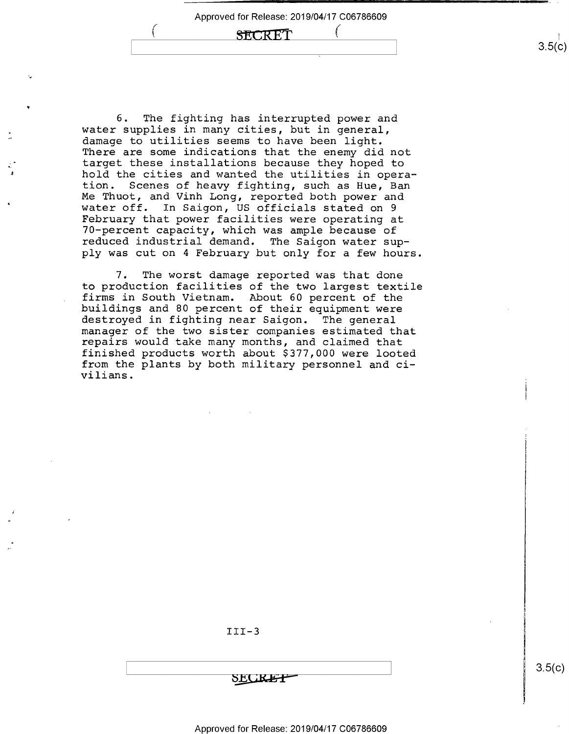6. The fighting has interrupted power and water supplies in many cities, but in general, damage to utilities seems to have been light. There are some indications that the enemy did not target these installations because they hoped to hold the cities and wanted the utilities in operation. Scenes of heavy fighting, such as Hue, Ban Me Thuot, and Vinh Long, reported both power and water off. In Saigon, US officials stated on 9 February that power facilities were operating at 70-percent capacity, which was ample because of reduced industrial demand. The Saigon water supply was cut on 4 February but only for a few hours.

7. The worst damage reported was that done to production facilities of the two largest textile firms in South Vietnam. About 60 percent of the buildings and 80 percent of their equipment were destroyed in fighting near Saigon. The general manager of the two sister companies estimated that repairs would take many months, and claimed that finished products worth about $377,000 were looted from the plants by both military personnel and civilians.